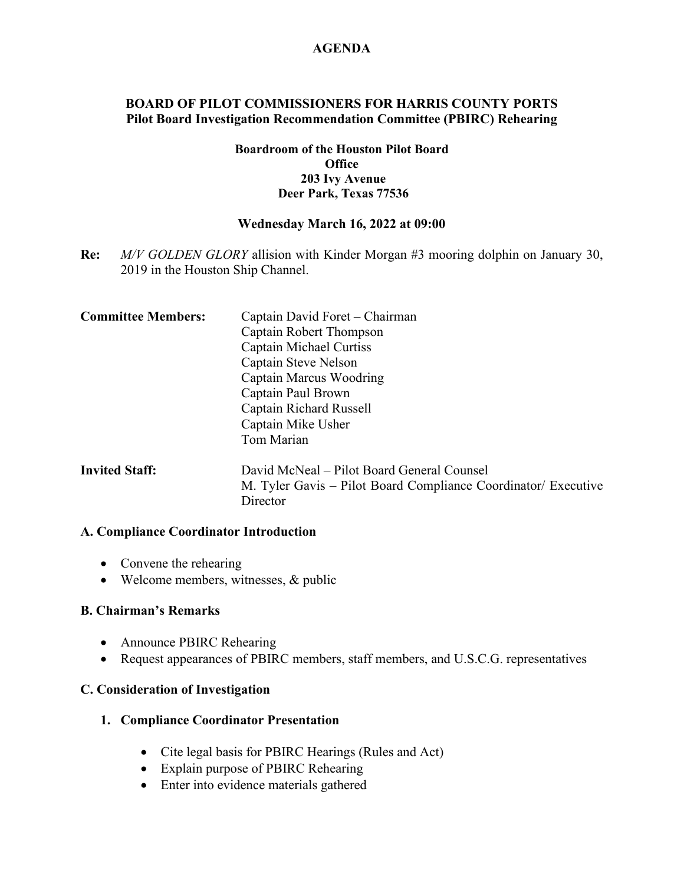**AGENDA**

**BOARD OF PILOT COMMISSIONERS FOR HARRIS COUNTY PORTS**
**Pilot Board Investigation Recommendation Committee (PBIRC) Rehearing**

**Boardroom of the Houston Pilot Board**
**Office**
**203 Ivy Avenue**
**Deer Park, Texas 77536**

**Wednesday March 16, 2022 at 09:00**

**Re:** *M/V GOLDEN GLORY* allision with Kinder Morgan #3 mooring dolphin on January 30, 2019 in the Houston Ship Channel.

**Committee Members:**
Captain David Foret – Chairman
Captain Robert Thompson
Captain Michael Curtiss
Captain Steve Nelson
Captain Marcus Woodring
Captain Paul Brown
Captain Richard Russell
Captain Mike Usher
Tom Marian

**Invited Staff:**
David McNeal – Pilot Board General Counsel
M. Tyler Gavis – Pilot Board Compliance Coordinator/ Executive Director

### A. Compliance Coordinator Introduction

- Convene the rehearing
- Welcome members, witnesses, & public

### B. Chairman's Remarks

- Announce PBIRC Rehearing
- Request appearances of PBIRC members, staff members, and U.S.C.G. representatives

### C. Consideration of Investigation

#### 1. Compliance Coordinator Presentation

- Cite legal basis for PBIRC Hearings (Rules and Act)
- Explain purpose of PBIRC Rehearing
- Enter into evidence materials gathered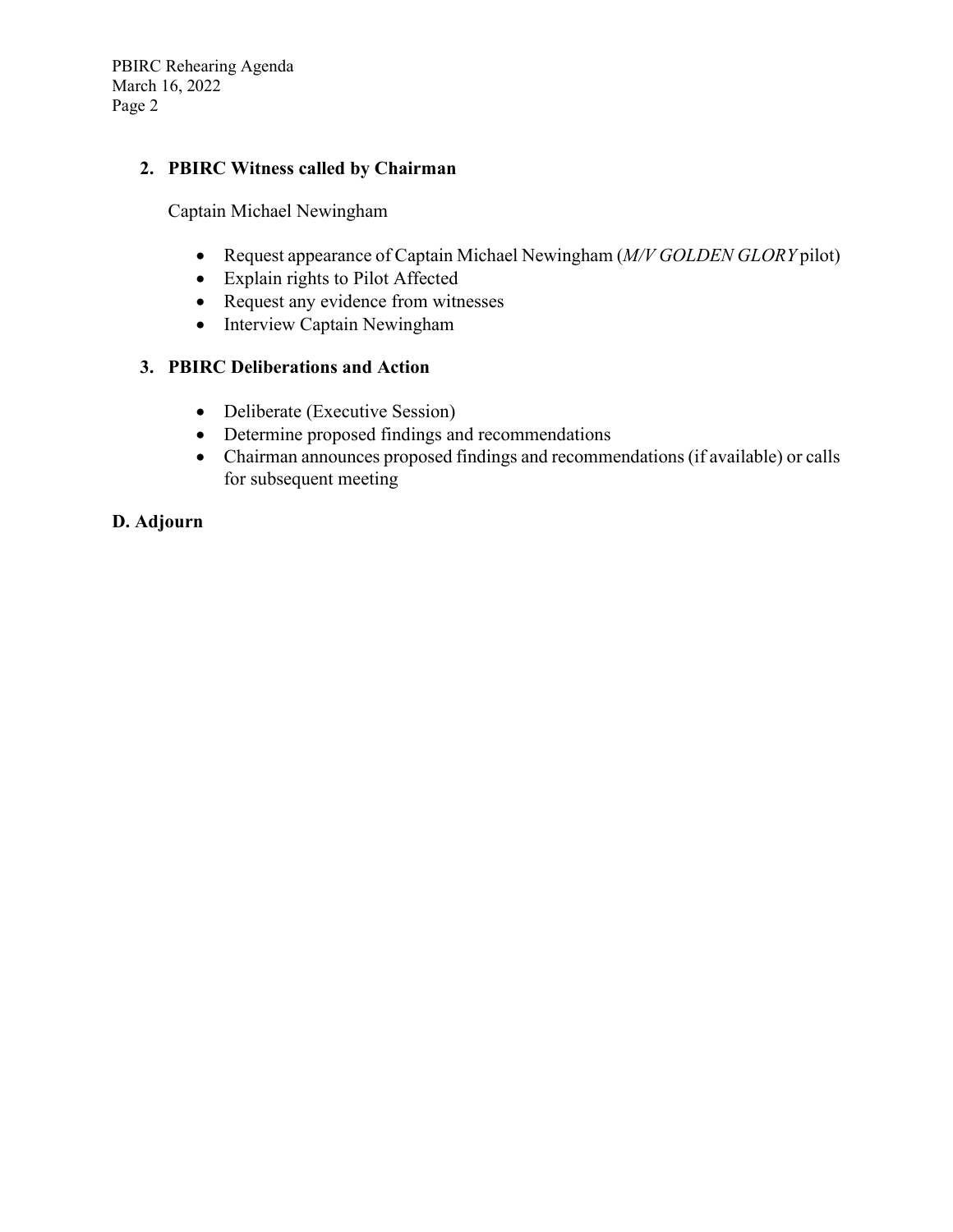2. **PBIRC Witness called by Chairman**

   Captain Michael Newingham

   - Request appearance of Captain Michael Newingham (*M/V GOLDEN GLORY* pilot)
   - Explain rights to Pilot Affected
   - Request any evidence from witnesses
   - Interview Captain Newingham

3. **PBIRC Deliberations and Action**

   - Deliberate (Executive Session)
   - Determine proposed findings and recommendations
   - Chairman announces proposed findings and recommendations (if available) or calls for subsequent meeting

**D. Adjourn**